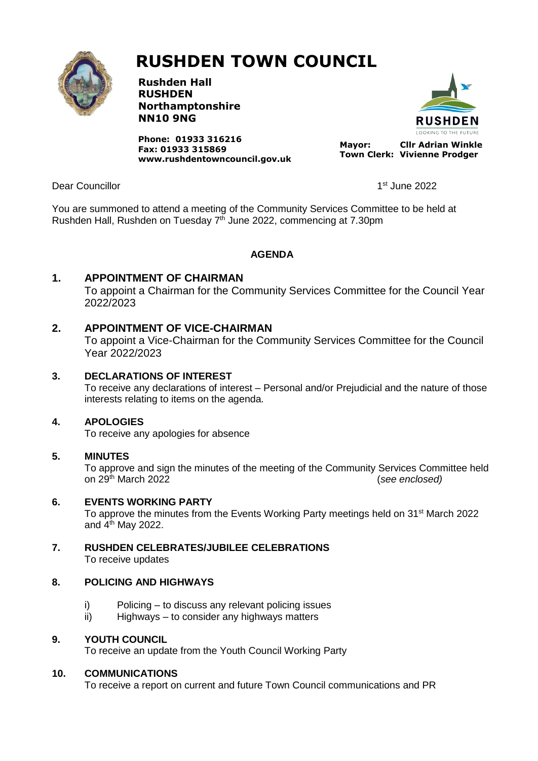# RUSHDEN TOWN COUNCIL

**Rushden Hall**
**RUSHDEN**
**Northamptonshire**
**NN10 9NG**

**Phone: 01933 316216**
**Fax: 01933 315869**
**www.rushdentowncouncil.gov.uk**

RUSHDEN
LOOKING TO THE FUTURE

**Mayor: Cllr Adrian Winkle**
**Town Clerk: Vivienne Prodger**

Dear Councillor

1st June 2022

You are summoned to attend a meeting of the Community Services Committee to be held at Rushden Hall, Rushden on Tuesday 7th June 2022, commencing at 7.30pm

**AGENDA**

## 1. APPOINTMENT OF CHAIRMAN

To appoint a Chairman for the Community Services Committee for the Council Year 2022/2023

## 2. APPOINTMENT OF VICE-CHAIRMAN

To appoint a Vice-Chairman for the Community Services Committee for the Council Year 2022/2023

## 3. DECLARATIONS OF INTEREST

To receive any declarations of interest – Personal and/or Prejudicial and the nature of those interests relating to items on the agenda.

## 4. APOLOGIES

To receive any apologies for absence

## 5. MINUTES

To approve and sign the minutes of the meeting of the Community Services Committee held on 29th March 2022 (*see enclosed)*

## 6. EVENTS WORKING PARTY

To approve the minutes from the Events Working Party meetings held on 31st March 2022 and 4th May 2022.

## 7. RUSHDEN CELEBRATES/JUBILEE CELEBRATIONS

To receive updates

## 8. POLICING AND HIGHWAYS

- i) Policing – to discuss any relevant policing issues
- ii) Highways – to consider any highways matters

## 9. YOUTH COUNCIL

To receive an update from the Youth Council Working Party

## 10. COMMUNICATIONS

To receive a report on current and future Town Council communications and PR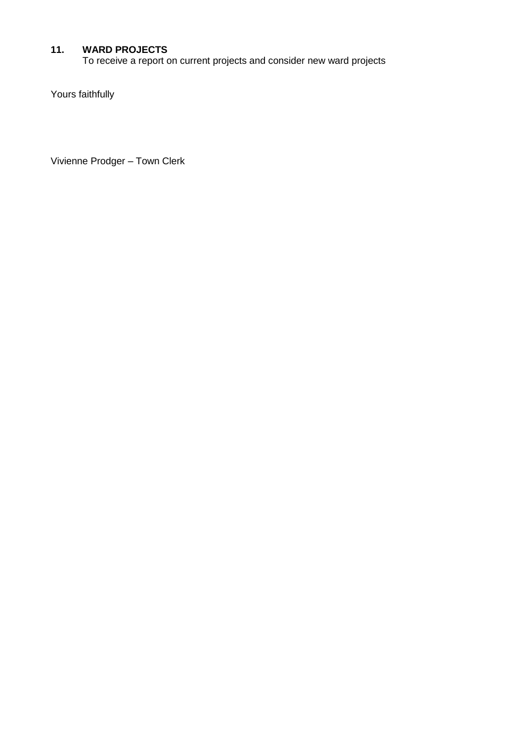**11. WARD PROJECTS**

To receive a report on current projects and consider new ward projects

Yours faithfully

Vivienne Prodger – Town Clerk